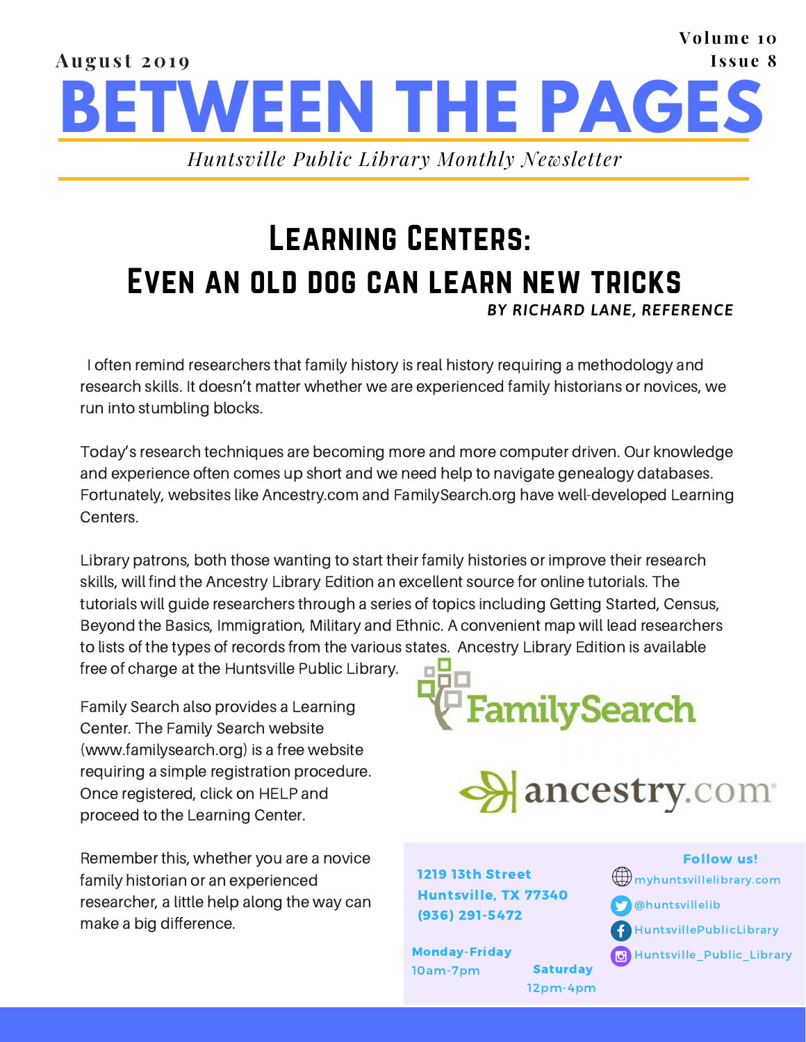August 2019

Volume 10
Issue 8

# BETWEEN THE PAGES

*Huntsville Public Library Monthly Newsletter*

## Learning Centers: Even an old dog can learn new tricks

***BY RICHARD LANE, REFERENCE***

I often remind researchers that family history is real history requiring a methodology and research skills. It doesn't matter whether we are experienced family historians or novices, we run into stumbling blocks.

Today's research techniques are becoming more and more computer driven. Our knowledge and experience often comes up short and we need help to navigate genealogy databases. Fortunately, websites like Ancestry.com and FamilySearch.org have well-developed Learning Centers.

Library patrons, both those wanting to start their family histories or improve their research skills, will find the Ancestry Library Edition an excellent source for online tutorials. The tutorials will guide researchers through a series of topics including Getting Started, Census, Beyond the Basics, Immigration, Military and Ethnic. A convenient map will lead researchers to lists of the types of records from the various states. Ancestry Library Edition is available free of charge at the Huntsville Public Library.

Family Search also provides a Learning Center. The Family Search website (www.familysearch.org) is a free website requiring a simple registration procedure. Once registered, click on HELP and proceed to the Learning Center.

Remember this, whether you are a novice family historian or an experienced researcher, a little help along the way can make a big difference.

FamilySearch

ancestry.com

**1219 13th Street**
**Huntsville, TX 77340**
**(936) 291-5472**

**Monday-Friday**
10am-7pm

**Saturday**
12pm-4pm

**Follow us!**
myhuntsvillelibrary.com
@huntsvillelib
HuntsvillePublicLibrary
Huntsville_Public_Library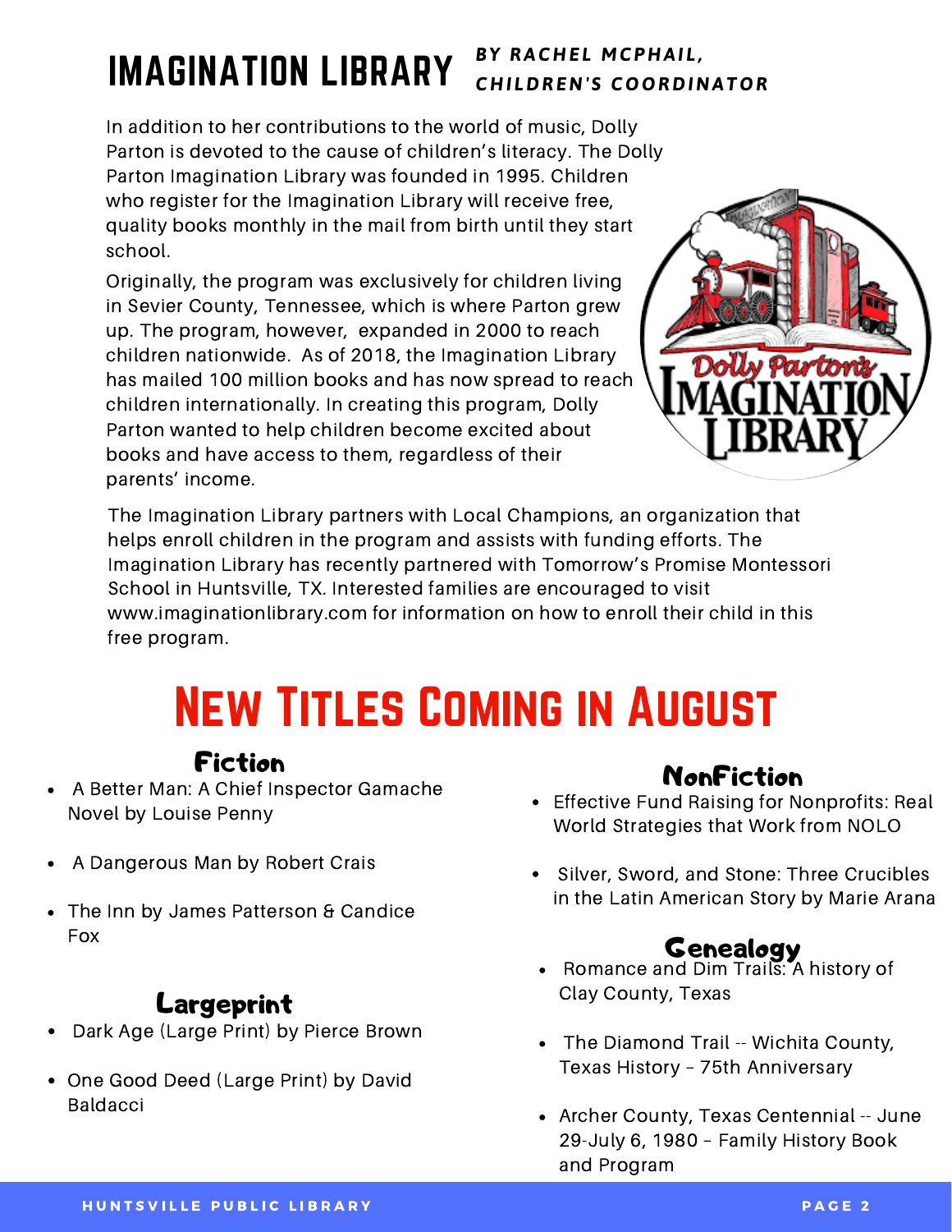# IMAGINATION LIBRARY

***BY RACHEL MCPHAIL, CHILDREN'S COORDINATOR***

In addition to her contributions to the world of music, Dolly Parton is devoted to the cause of children's literacy. The Dolly Parton Imagination Library was founded in 1995. Children who register for the Imagination Library will receive free, quality books monthly in the mail from birth until they start school.

Originally, the program was exclusively for children living in Sevier County, Tennessee, which is where Parton grew up. The program, however, expanded in 2000 to reach children nationwide. As of 2018, the Imagination Library has mailed 100 million books and has now spread to reach children internationally. In creating this program, Dolly Parton wanted to help children become excited about books and have access to them, regardless of their parents' income.

The Imagination Library partners with Local Champions, an organization that helps enroll children in the program and assists with funding efforts. The Imagination Library has recently partnered with Tomorrow's Promise Montessori School in Huntsville, TX. Interested families are encouraged to visit www.imaginationlibrary.com for information on how to enroll their child in this free program.

# New Titles Coming in August

## Fiction

- A Better Man: A Chief Inspector Gamache Novel by Louise Penny
- A Dangerous Man by Robert Crais
- The Inn by James Patterson & Candice Fox

## Largeprint

- Dark Age (Large Print) by Pierce Brown
- One Good Deed (Large Print) by David Baldacci

## NonFiction

- Effective Fund Raising for Nonprofits: Real World Strategies that Work from NOLO
- Silver, Sword, and Stone: Three Crucibles in the Latin American Story by Marie Arana

## Genealogy

- Romance and Dim Trails: A history of Clay County, Texas
- The Diamond Trail -- Wichita County, Texas History – 75th Anniversary
- Archer County, Texas Centennial -- June 29-July 6, 1980 – Family History Book and Program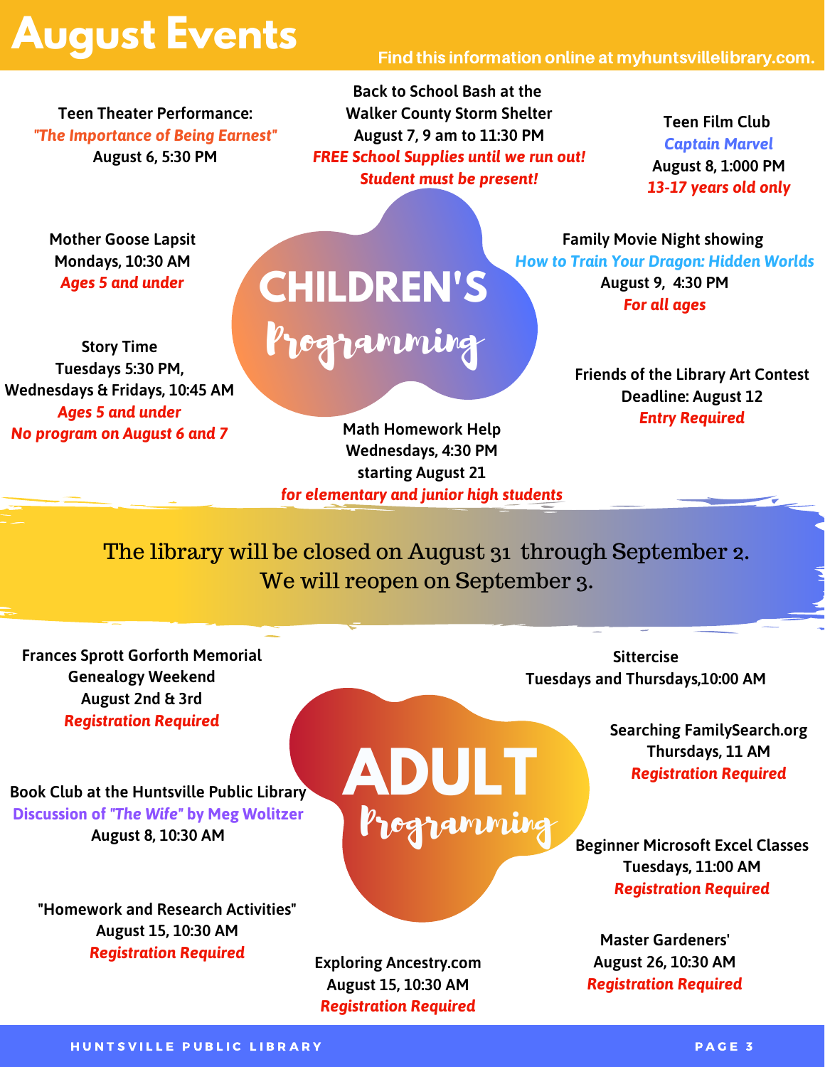# August Events

Find this information online at myhuntsvillelibrary.com.

## CHILDREN'S Programming

**Teen Theater Performance:**
*"The Importance of Being Earnest"*
August 6, 5:30 PM

**Back to School Bash at the Walker County Storm Shelter**
August 7, 9 am to 11:30 PM
*FREE School Supplies until we run out!*
*Student must be present!*

**Teen Film Club**
*Captain Marvel*
August 8, 1:000 PM
*13-17 years old only*

**Mother Goose Lapsit**
Mondays, 10:30 AM
*Ages 5 and under*

**Family Movie Night showing**
*How to Train Your Dragon: Hidden Worlds*
August 9, 4:30 PM
*For all ages*

**Story Time**
Tuesdays 5:30 PM,
Wednesdays & Fridays, 10:45 AM
*Ages 5 and under*
*No program on August 6 and 7*

**Friends of the Library Art Contest**
Deadline: August 12
*Entry Required*

**Math Homework Help**
Wednesdays, 4:30 PM
starting August 21
*for elementary and junior high students*

The library will be closed on August 31 through September 2.
We will reopen on September 3.

## ADULT Programming

**Frances Sprott Gorforth Memorial Genealogy Weekend**
August 2nd & 3rd
*Registration Required*

**Sittercise**
Tuesdays and Thursdays,10:00 AM

**Searching FamilySearch.org**
Thursdays, 11 AM
*Registration Required*

**Book Club at the Huntsville Public Library**
Discussion of *"The Wife"* by Meg Wolitzer
August 8, 10:30 AM

**Beginner Microsoft Excel Classes**
Tuesdays, 11:00 AM
*Registration Required*

**"Homework and Research Activities"**
August 15, 10:30 AM
*Registration Required*

**Master Gardeners'**
August 26, 10:30 AM
*Registration Required*

**Exploring Ancestry.com**
August 15, 10:30 AM
*Registration Required*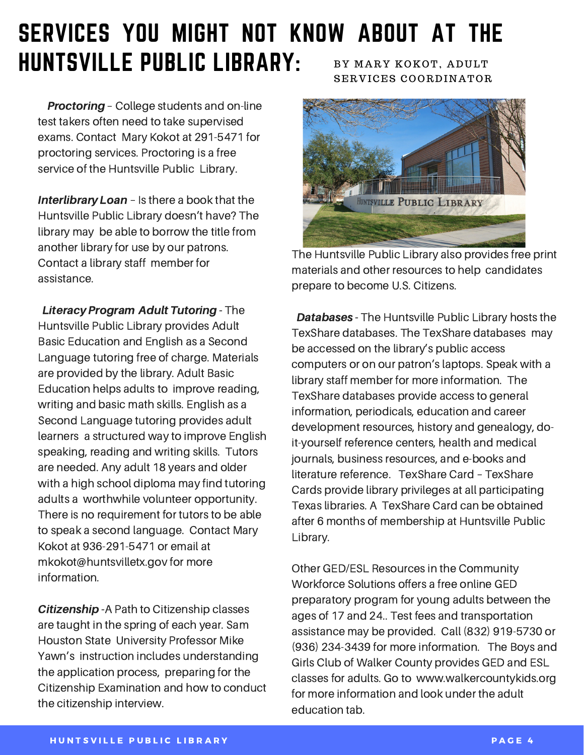# SERVICES YOU MIGHT NOT KNOW ABOUT AT THE HUNTSVILLE PUBLIC LIBRARY:

BY MARY KOKOT, ADULT SERVICES COORDINATOR

***Proctoring*** – College students and on-line test takers often need to take supervised exams. Contact Mary Kokot at 291-5471 for proctoring services. Proctoring is a free service of the Huntsville Public Library.

***Interlibrary Loan*** – Is there a book that the Huntsville Public Library doesn't have? The library may be able to borrow the title from another library for use by our patrons. Contact a library staff member for assistance.

***Literacy Program Adult Tutoring*** - The Huntsville Public Library provides Adult Basic Education and English as a Second Language tutoring free of charge. Materials are provided by the library. Adult Basic Education helps adults to improve reading, writing and basic math skills. English as a Second Language tutoring provides adult learners a structured way to improve English speaking, reading and writing skills. Tutors are needed. Any adult 18 years and older with a high school diploma may find tutoring adults a worthwhile volunteer opportunity. There is no requirement for tutors to be able to speak a second language. Contact Mary Kokot at 936-291-5471 or email at mkokot@huntsvilletx.gov for more information.

***Citizenship*** -A Path to Citizenship classes are taught in the spring of each year. Sam Houston State University Professor Mike Yawn's instruction includes understanding the application process, preparing for the Citizenship Examination and how to conduct the citizenship interview.

The Huntsville Public Library also provides free print materials and other resources to help candidates prepare to become U.S. Citizens.

***Databases*** - The Huntsville Public Library hosts the TexShare databases. The TexShare databases may be accessed on the library's public access computers or on our patron's laptops. Speak with a library staff member for more information. The TexShare databases provide access to general information, periodicals, education and career development resources, history and genealogy, do-it-yourself reference centers, health and medical journals, business resources, and e-books and literature reference. TexShare Card – TexShare Cards provide library privileges at all participating Texas libraries. A TexShare Card can be obtained after 6 months of membership at Huntsville Public Library.

Other GED/ESL Resources in the Community Workforce Solutions offers a free online GED preparatory program for young adults between the ages of 17 and 24.. Test fees and transportation assistance may be provided. Call (832) 919-5730 or (936) 234-3439 for more information. The Boys and Girls Club of Walker County provides GED and ESL classes for adults. Go to www.walkercountykids.org for more information and look under the adult education tab.